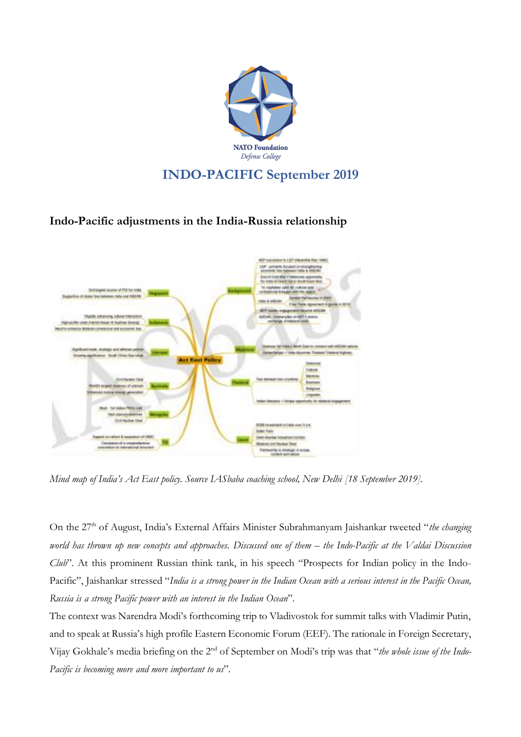NATO Foundation
*Defense College*

# INDO-PACIFIC September 2019

## Indo-Pacific adjustments in the India-Russia relationship

*Mind map of India's Act East policy. Source IASbaba coaching school, New Delhi [18 September 2019].*

On the 27th of August, India's External Affairs Minister Subrahmanyam Jaishankar tweeted "*the changing world has thrown up new concepts and approaches. Discussed one of them – the Indo-Pacific at the Valdai Discussion Club*". At this prominent Russian think tank, in his speech "Prospects for Indian policy in the Indo-Pacific", Jaishankar stressed "*India is a strong power in the Indian Ocean with a serious interest in the Pacific Ocean, Russia is a strong Pacific power with an interest in the Indian Ocean*".

The context was Narendra Modi's forthcoming trip to Vladivostok for summit talks with Vladimir Putin, and to speak at Russia's high profile Eastern Economic Forum (EEF). The rationale in Foreign Secretary, Vijay Gokhale's media briefing on the 2nd of September on Modi's trip was that "*the whole issue of the Indo-Pacific is becoming more and more important to us*".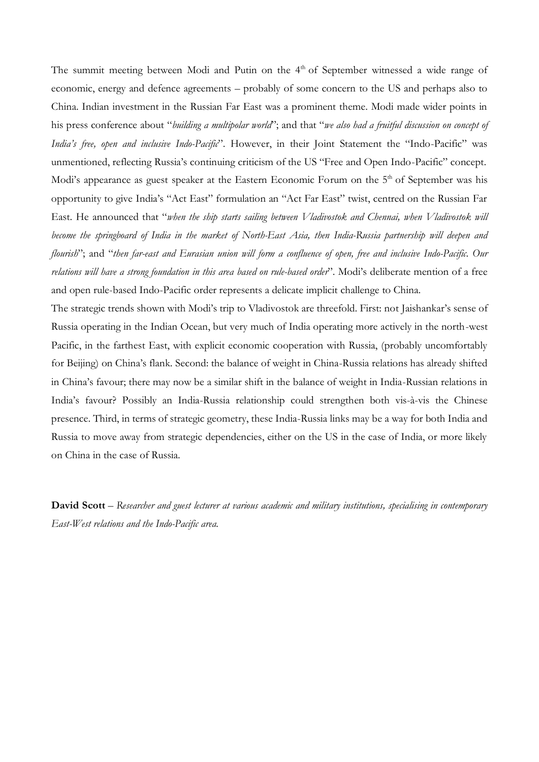The summit meeting between Modi and Putin on the 4th of September witnessed a wide range of economic, energy and defence agreements – probably of some concern to the US and perhaps also to China. Indian investment in the Russian Far East was a prominent theme. Modi made wider points in his press conference about "*building a multipolar world*"; and that "*we also had a fruitful discussion on concept of India's free, open and inclusive Indo-Pacific*". However, in their Joint Statement the "Indo-Pacific" was unmentioned, reflecting Russia's continuing criticism of the US "Free and Open Indo-Pacific" concept. Modi's appearance as guest speaker at the Eastern Economic Forum on the 5th of September was his opportunity to give India's "Act East" formulation an "Act Far East" twist, centred on the Russian Far East. He announced that "*when the ship starts sailing between Vladivostok and Chennai, when Vladivostok will become the springboard of India in the market of North-East Asia, then India-Russia partnership will deepen and flourish*"; and "*then far-east and Eurasian union will form a confluence of open, free and inclusive Indo-Pacific. Our relations will have a strong foundation in this area based on rule-based order*". Modi's deliberate mention of a free and open rule-based Indo-Pacific order represents a delicate implicit challenge to China.

The strategic trends shown with Modi's trip to Vladivostok are threefold. First: not Jaishankar's sense of Russia operating in the Indian Ocean, but very much of India operating more actively in the north-west Pacific, in the farthest East, with explicit economic cooperation with Russia, (probably uncomfortably for Beijing) on China's flank. Second: the balance of weight in China-Russia relations has already shifted in China's favour; there may now be a similar shift in the balance of weight in India-Russian relations in India's favour? Possibly an India-Russia relationship could strengthen both vis-à-vis the Chinese presence. Third, in terms of strategic geometry, these India-Russia links may be a way for both India and Russia to move away from strategic dependencies, either on the US in the case of India, or more likely on China in the case of Russia.

**David Scott** – *Researcher and guest lecturer at various academic and military institutions, specialising in contemporary East-West relations and the Indo-Pacific area.*